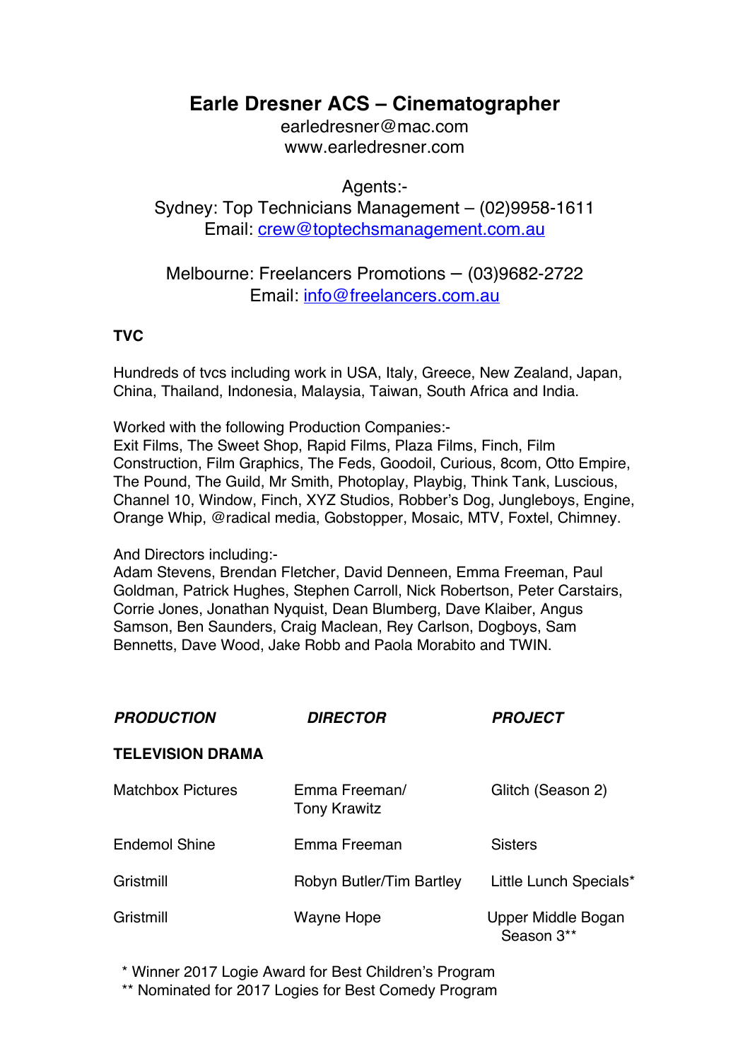# Earle Dresner ACS – Cinematographer

earledresner@mac.com
www.earledresner.com

Agents:-
Sydney: Top Technicians Management – (02)9958-1611
Email: crew@toptechsmanagement.com.au

Melbourne: Freelancers Promotions – (03)9682-2722
Email: info@freelancers.com.au

**TVC**

Hundreds of tvcs including work in USA, Italy, Greece, New Zealand, Japan, China, Thailand, Indonesia, Malaysia, Taiwan, South Africa and India.

Worked with the following Production Companies:-
Exit Films, The Sweet Shop, Rapid Films, Plaza Films, Finch, Film Construction, Film Graphics, The Feds, Goodoil, Curious, 8com, Otto Empire, The Pound, The Guild, Mr Smith, Photoplay, Playbig, Think Tank, Luscious, Channel 10, Window, Finch, XYZ Studios, Robber's Dog, Jungleboys, Engine, Orange Whip, @radical media, Gobstopper, Mosaic, MTV, Foxtel, Chimney.

And Directors including:-
Adam Stevens, Brendan Fletcher, David Denneen, Emma Freeman, Paul Goldman, Patrick Hughes, Stephen Carroll, Nick Robertson, Peter Carstairs, Corrie Jones, Jonathan Nyquist, Dean Blumberg, Dave Klaiber, Angus Samson, Ben Saunders, Craig Maclean, Rey Carlson, Dogboys, Sam Bennetts, Dave Wood, Jake Robb and Paola Morabito and TWIN.

| ***PRODUCTION*** | ***DIRECTOR*** | ***PROJECT*** |
|---|---|---|
| **TELEVISION DRAMA** | | |
| Matchbox Pictures | Emma Freeman/ Tony Krawitz | Glitch (Season 2) |
| Endemol Shine | Emma Freeman | Sisters |
| Gristmill | Robyn Butler/Tim Bartley | Little Lunch Specials* |
| Gristmill | Wayne Hope | Upper Middle Bogan Season 3** |

\* Winner 2017 Logie Award for Best Children's Program
\** Nominated for 2017 Logies for Best Comedy Program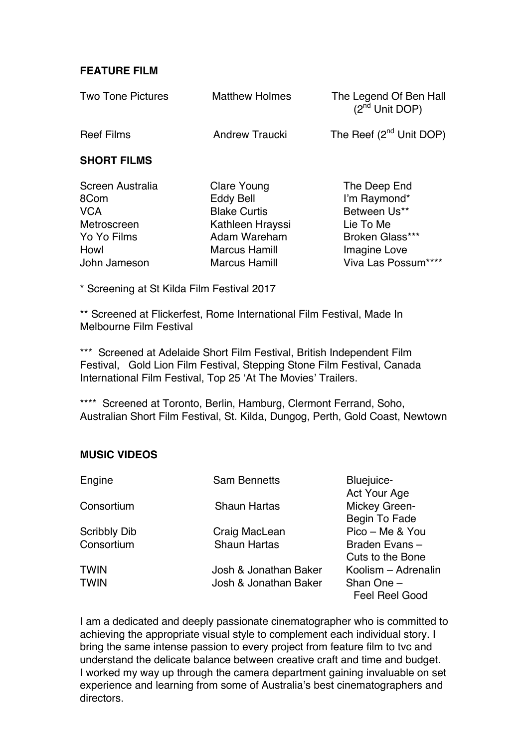**FEATURE FILM**

| | | |
|---|---|---|
| Two Tone Pictures | Matthew Holmes | The Legend Of Ben Hall (2nd Unit DOP) |
| Reef Films | Andrew Traucki | The Reef (2nd Unit DOP) |

**SHORT FILMS**

| | | |
|---|---|---|
| Screen Australia | Clare Young | The Deep End |
| 8Com | Eddy Bell | I'm Raymond* |
| VCA | Blake Curtis | Between Us** |
| Metroscreen | Kathleen Hrayssi | Lie To Me |
| Yo Yo Films | Adam Wareham | Broken Glass*** |
| Howl | Marcus Hamill | Imagine Love |
| John Jameson | Marcus Hamill | Viva Las Possum**** |

* Screening at St Kilda Film Festival 2017

** Screened at Flickerfest, Rome International Film Festival, Made In Melbourne Film Festival

*** Screened at Adelaide Short Film Festival, British Independent Film Festival, Gold Lion Film Festival, Stepping Stone Film Festival, Canada International Film Festival, Top 25 'At The Movies' Trailers.

**** Screened at Toronto, Berlin, Hamburg, Clermont Ferrand, Soho, Australian Short Film Festival, St. Kilda, Dungog, Perth, Gold Coast, Newtown

**MUSIC VIDEOS**

| | | |
|---|---|---|
| Engine | Sam Bennetts | Bluejuice- Act Your Age |
| Consortium | Shaun Hartas | Mickey Green- Begin To Fade |
| Scribbly Dib | Craig MacLean | Pico – Me & You |
| Consortium | Shaun Hartas | Braden Evans – Cuts to the Bone |
| TWIN | Josh & Jonathan Baker | Koolism – Adrenalin |
| TWIN | Josh & Jonathan Baker | Shan One – Feel Reel Good |

I am a dedicated and deeply passionate cinematographer who is committed to achieving the appropriate visual style to complement each individual story. I bring the same intense passion to every project from feature film to tvc and understand the delicate balance between creative craft and time and budget. I worked my way up through the camera department gaining invaluable on set experience and learning from some of Australia's best cinematographers and directors.